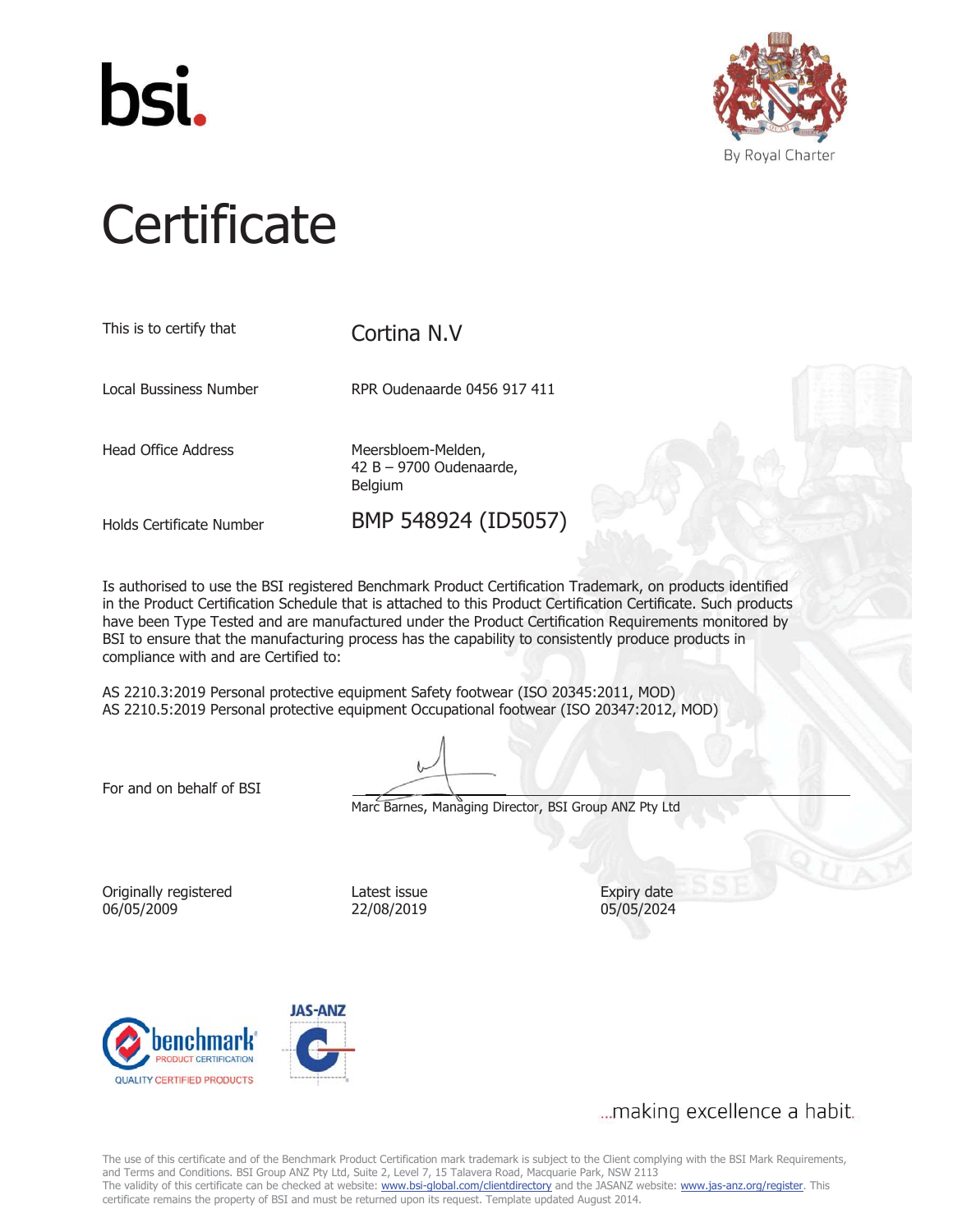bsi.

By Royal Charter

# Certificate

| | |
|---|---|
| This is to certify that | Cortina N.V |
| Local Bussiness Number | RPR Oudenaarde 0456 917 411 |
| Head Office Address | Meersbloem-Melden, 42 B – 9700 Oudenaarde, Belgium |
| Holds Certificate Number | BMP 548924 (ID5057) |

Is authorised to use the BSI registered Benchmark Product Certification Trademark, on products identified in the Product Certification Schedule that is attached to this Product Certification Certificate. Such products have been Type Tested and are manufactured under the Product Certification Requirements monitored by BSI to ensure that the manufacturing process has the capability to consistently produce products in compliance with and are Certified to:

AS 2210.3:2019 Personal protective equipment Safety footwear (ISO 20345:2011, MOD)
AS 2210.5:2019 Personal protective equipment Occupational footwear (ISO 20347:2012, MOD)

For and on behalf of BSI

Marc Barnes, Managing Director, BSI Group ANZ Pty Ltd

| Originally registered | Latest issue | Expiry date |
|---|---|---|
| 06/05/2009 | 22/08/2019 | 05/05/2024 |

benchmark PRODUCT CERTIFICATION QUALITY CERTIFIED PRODUCTS

JAS-ANZ

...making excellence a habit.

The use of this certificate and of the Benchmark Product Certification mark trademark is subject to the Client complying with the BSI Mark Requirements, and Terms and Conditions. BSI Group ANZ Pty Ltd, Suite 2, Level 7, 15 Talavera Road, Macquarie Park, NSW 2113
The validity of this certificate can be checked at website: www.bsi-global.com/clientdirectory and the JASANZ website: www.jas-anz.org/register. This certificate remains the property of BSI and must be returned upon its request. Template updated August 2014.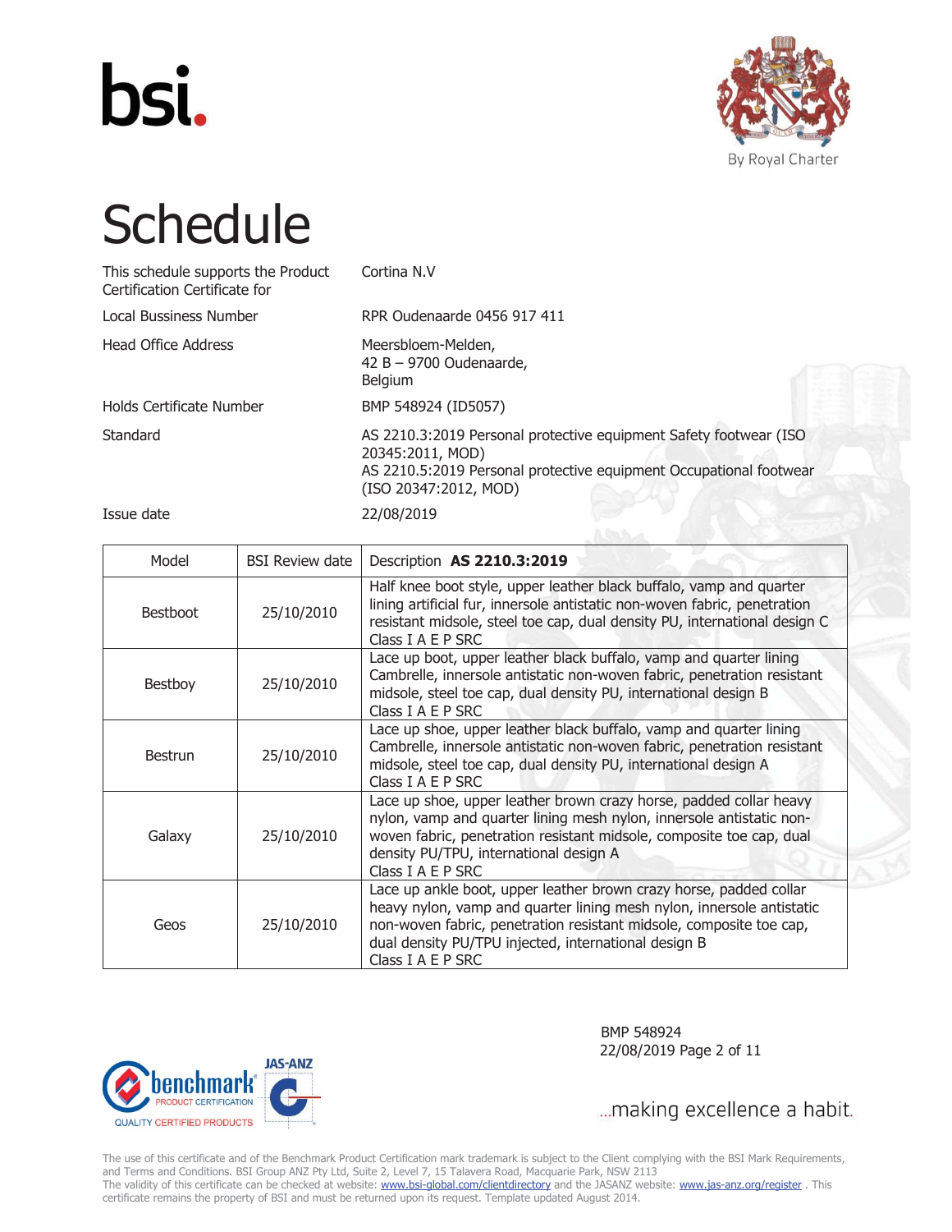# Schedule

| | |
|---|---|
| This schedule supports the Product Certification Certificate for | Cortina N.V |
| Local Bussiness Number | RPR Oudenaarde 0456 917 411 |
| Head Office Address | Meersbloem-Melden, 42 B – 9700 Oudenaarde, Belgium |
| Holds Certificate Number | BMP 548924 (ID5057) |
| Standard | AS 2210.3:2019 Personal protective equipment Safety footwear (ISO 20345:2011, MOD)<br>AS 2210.5:2019 Personal protective equipment Occupational footwear (ISO 20347:2012, MOD) |
| Issue date | 22/08/2019 |

| Model | BSI Review date | Description **AS 2210.3:2019** |
|---|---|---|
| Bestboot | 25/10/2010 | Half knee boot style, upper leather black buffalo, vamp and quarter lining artificial fur, innersole antistatic non-woven fabric, penetration resistant midsole, steel toe cap, dual density PU, international design C<br>Class I A E P SRC |
| Bestboy | 25/10/2010 | Lace up boot, upper leather black buffalo, vamp and quarter lining Cambrelle, innersole antistatic non-woven fabric, penetration resistant midsole, steel toe cap, dual density PU, international design B<br>Class I A E P SRC |
| Bestrun | 25/10/2010 | Lace up shoe, upper leather black buffalo, vamp and quarter lining Cambrelle, innersole antistatic non-woven fabric, penetration resistant midsole, steel toe cap, dual density PU, international design A<br>Class I A E P SRC |
| Galaxy | 25/10/2010 | Lace up shoe, upper leather brown crazy horse, padded collar heavy nylon, vamp and quarter lining mesh nylon, innersole antistatic non-woven fabric, penetration resistant midsole, composite toe cap, dual density PU/TPU, international design A<br>Class I A E P SRC |
| Geos | 25/10/2010 | Lace up ankle boot, upper leather brown crazy horse, padded collar heavy nylon, vamp and quarter lining mesh nylon, innersole antistatic non-woven fabric, penetration resistant midsole, composite toe cap, dual density PU/TPU injected, international design B<br>Class I A E P SRC |

BMP 548924
22/08/2019

...making excellence a habit.

The use of this certificate and of the Benchmark Product Certification mark trademark is subject to the Client complying with the BSI Mark Requirements, and Terms and Conditions. BSI Group ANZ Pty Ltd, Suite 2, Level 7, 15 Talavera Road, Macquarie Park, NSW 2113
The validity of this certificate can be checked at website: www.bsi-global.com/clientdirectory and the JASANZ website: www.jas-anz.org/register . This certificate remains the property of BSI and must be returned upon its request. Template updated August 2014.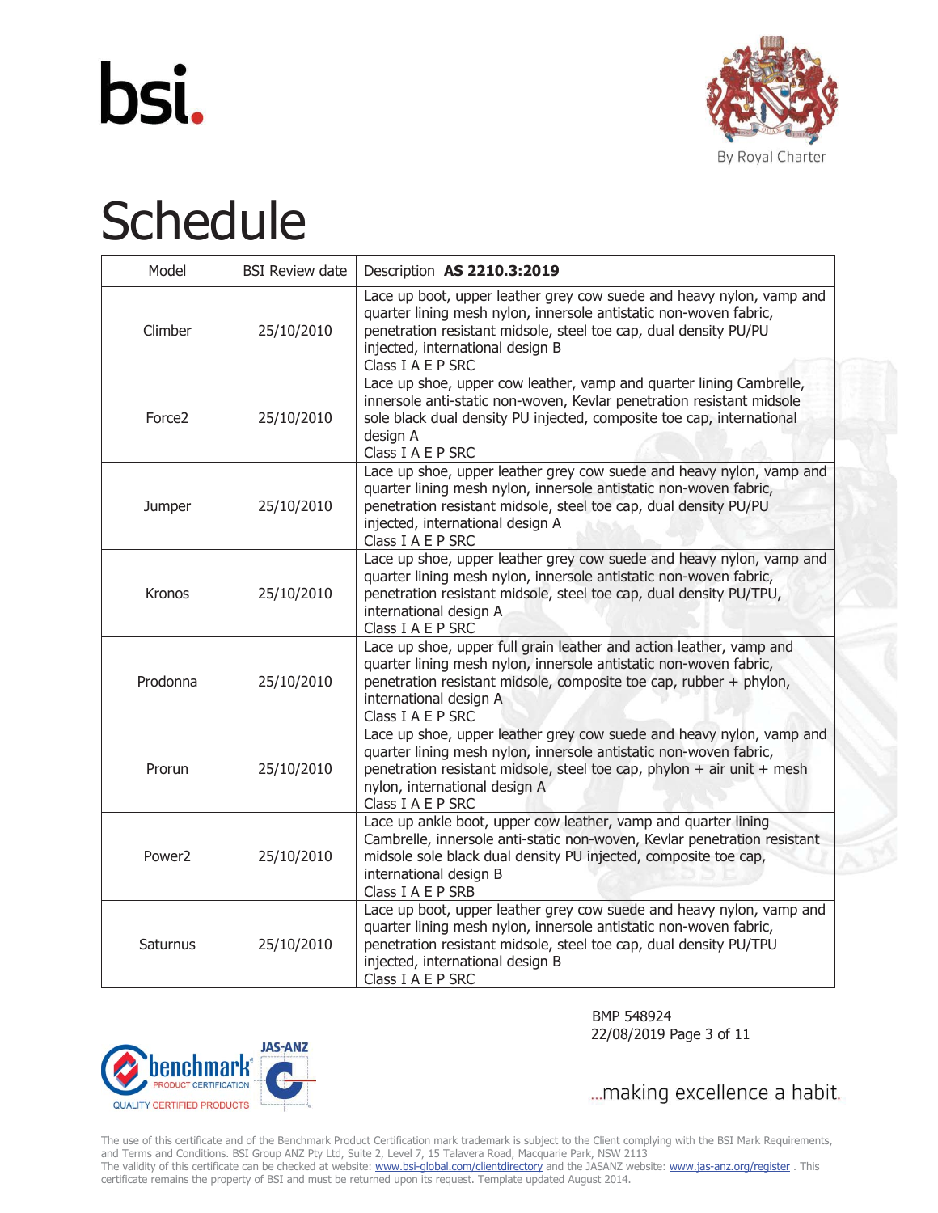# Schedule

| Model | BSI Review date | Description **AS 2210.3:2019** |
|---|---|---|
| Climber | 25/10/2010 | Lace up boot, upper leather grey cow suede and heavy nylon, vamp and quarter lining mesh nylon, innersole antistatic non-woven fabric, penetration resistant midsole, steel toe cap, dual density PU/PU injected, international design B<br>Class I A E P SRC |
| Force2 | 25/10/2010 | Lace up shoe, upper cow leather, vamp and quarter lining Cambrelle, innersole anti-static non-woven, Kevlar penetration resistant midsole sole black dual density PU injected, composite toe cap, international design A<br>Class I A E P SRC |
| Jumper | 25/10/2010 | Lace up shoe, upper leather grey cow suede and heavy nylon, vamp and quarter lining mesh nylon, innersole antistatic non-woven fabric, penetration resistant midsole, steel toe cap, dual density PU/PU injected, international design A<br>Class I A E P SRC |
| Kronos | 25/10/2010 | Lace up shoe, upper leather grey cow suede and heavy nylon, vamp and quarter lining mesh nylon, innersole antistatic non-woven fabric, penetration resistant midsole, steel toe cap, dual density PU/TPU, international design A<br>Class I A E P SRC |
| Prodonna | 25/10/2010 | Lace up shoe, upper full grain leather and action leather, vamp and quarter lining mesh nylon, innersole antistatic non-woven fabric, penetration resistant midsole, composite toe cap, rubber + phylon, international design A<br>Class I A E P SRC |
| Prorun | 25/10/2010 | Lace up shoe, upper leather grey cow suede and heavy nylon, vamp and quarter lining mesh nylon, innersole antistatic non-woven fabric, penetration resistant midsole, steel toe cap, phylon + air unit + mesh nylon, international design A<br>Class I A E P SRC |
| Power2 | 25/10/2010 | Lace up ankle boot, upper cow leather, vamp and quarter lining Cambrelle, innersole anti-static non-woven, Kevlar penetration resistant midsole sole black dual density PU injected, composite toe cap, international design B<br>Class I A E P SRB |
| Saturnus | 25/10/2010 | Lace up boot, upper leather grey cow suede and heavy nylon, vamp and quarter lining mesh nylon, innersole antistatic non-woven fabric, penetration resistant midsole, steel toe cap, dual density PU/TPU injected, international design B<br>Class I A E P SRC |

BMP 548924
22/08/2019

...making excellence a habit.

The use of this certificate and of the Benchmark Product Certification mark trademark is subject to the Client complying with the BSI Mark Requirements, and Terms and Conditions. BSI Group ANZ Pty Ltd, Suite 2, Level 7, 15 Talavera Road, Macquarie Park, NSW 2113
The validity of this certificate can be checked at website: www.bsi-global.com/clientdirectory and the JASANZ website: www.jas-anz.org/register . This certificate remains the property of BSI and must be returned upon its request. Template updated August 2014.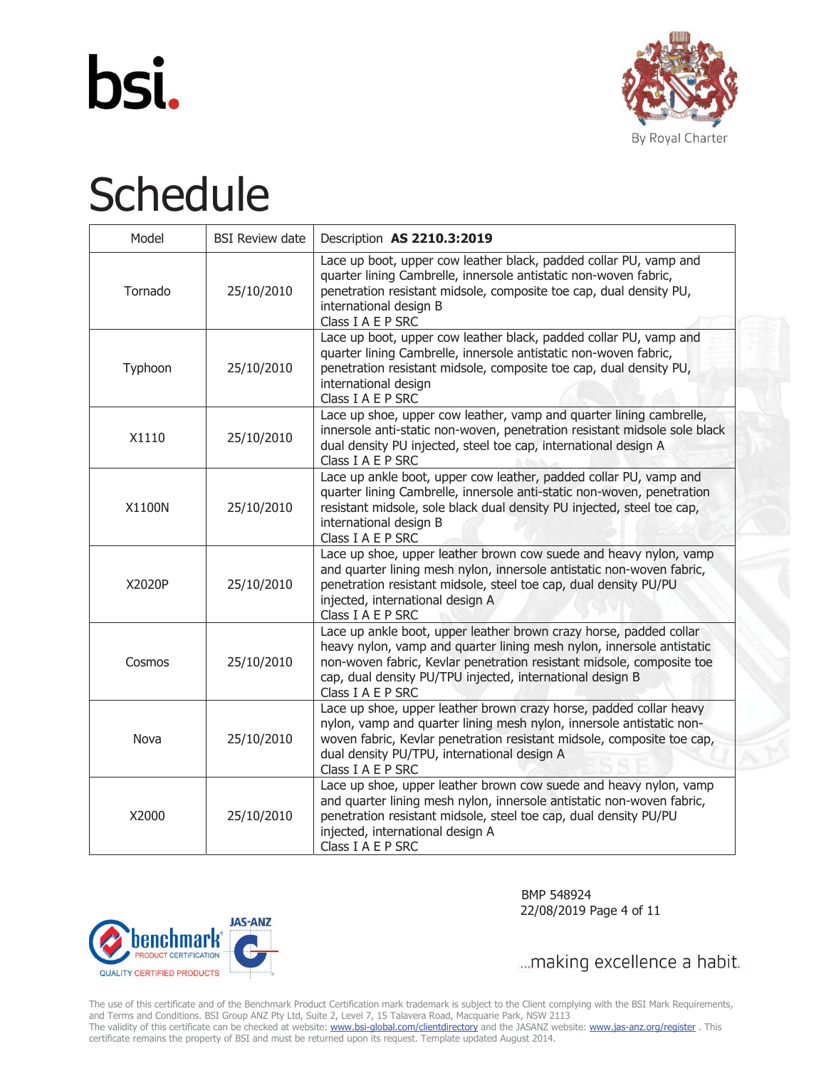# Schedule

| Model | BSI Review date | Description **AS 2210.3:2019** |
|---|---|---|
| Tornado | 25/10/2010 | Lace up boot, upper cow leather black, padded collar PU, vamp and quarter lining Cambrelle, innersole antistatic non-woven fabric, penetration resistant midsole, composite toe cap, dual density PU, international design B<br>Class I A E P SRC |
| Typhoon | 25/10/2010 | Lace up boot, upper cow leather black, padded collar PU, vamp and quarter lining Cambrelle, innersole antistatic non-woven fabric, penetration resistant midsole, composite toe cap, dual density PU, international design<br>Class I A E P SRC |
| X1110 | 25/10/2010 | Lace up shoe, upper cow leather, vamp and quarter lining cambrelle, innersole anti-static non-woven, penetration resistant midsole sole black dual density PU injected, steel toe cap, international design A<br>Class I A E P SRC |
| X1100N | 25/10/2010 | Lace up ankle boot, upper cow leather, padded collar PU, vamp and quarter lining Cambrelle, innersole anti-static non-woven, penetration resistant midsole, sole black dual density PU injected, steel toe cap, international design B<br>Class I A E P SRC |
| X2020P | 25/10/2010 | Lace up shoe, upper leather brown cow suede and heavy nylon, vamp and quarter lining mesh nylon, innersole antistatic non-woven fabric, penetration resistant midsole, steel toe cap, dual density PU/PU injected, international design A<br>Class I A E P SRC |
| Cosmos | 25/10/2010 | Lace up ankle boot, upper leather brown crazy horse, padded collar heavy nylon, vamp and quarter lining mesh nylon, innersole antistatic non-woven fabric, Kevlar penetration resistant midsole, composite toe cap, dual density PU/TPU injected, international design B<br>Class I A E P SRC |
| Nova | 25/10/2010 | Lace up shoe, upper leather brown crazy horse, padded collar heavy nylon, vamp and quarter lining mesh nylon, innersole antistatic non-woven fabric, Kevlar penetration resistant midsole, composite toe cap, dual density PU/TPU, international design A<br>Class I A E P SRC |
| X2000 | 25/10/2010 | Lace up shoe, upper leather brown cow suede and heavy nylon, vamp and quarter lining mesh nylon, innersole antistatic non-woven fabric, penetration resistant midsole, steel toe cap, dual density PU/PU injected, international design A<br>Class I A E P SRC |

BMP 548924
22/08/2019

The use of this certificate and of the Benchmark Product Certification mark trademark is subject to the Client complying with the BSI Mark Requirements, and Terms and Conditions. BSI Group ANZ Pty Ltd, Suite 2, Level 7, 15 Talavera Road, Macquarie Park, NSW 2113
The validity of this certificate can be checked at website: www.bsi-global.com/clientdirectory and the JASANZ website: www.jas-anz.org/register . This certificate remains the property of BSI and must be returned upon its request. Template updated August 2014.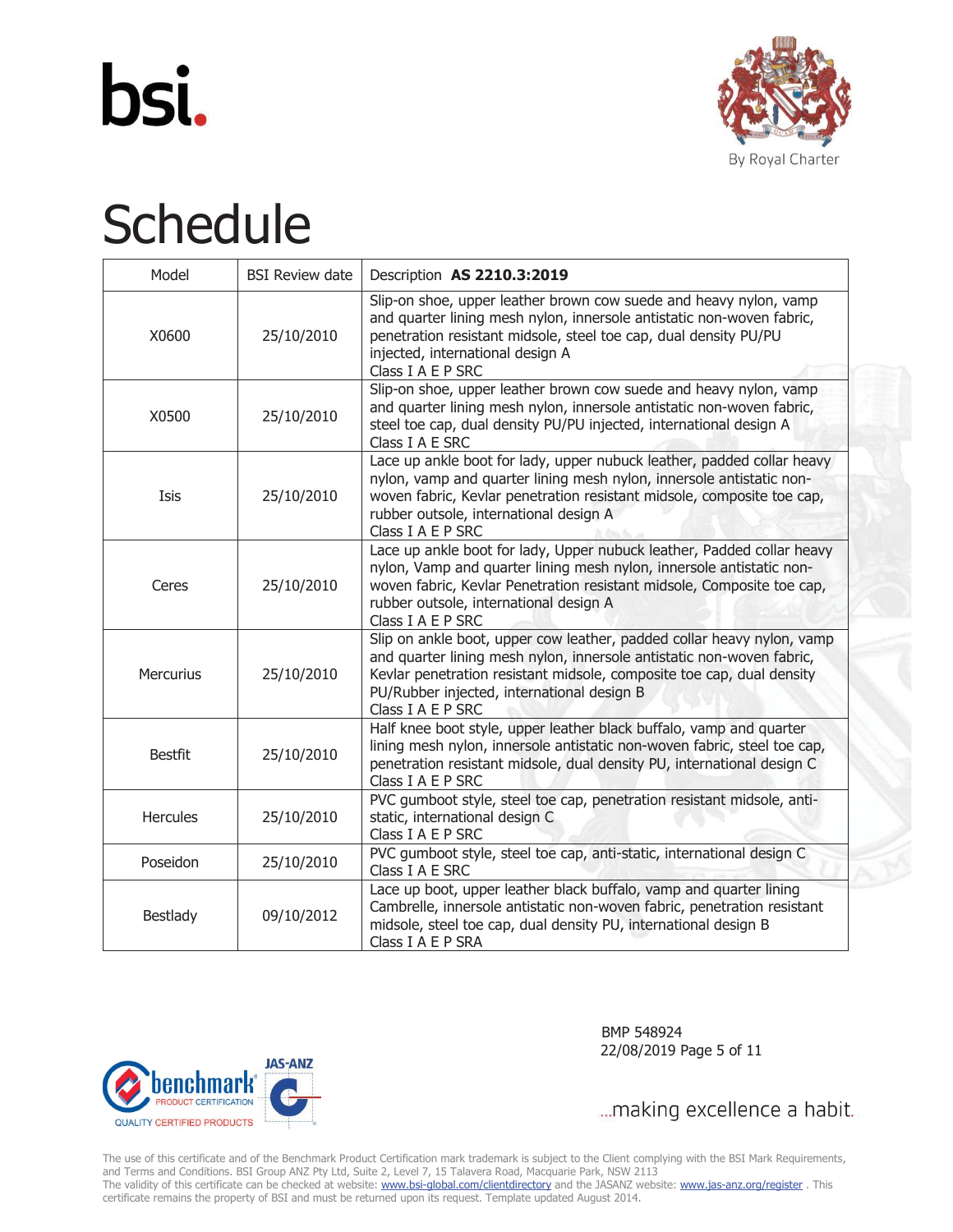bsi.

By Royal Charter

# Schedule

| Model | BSI Review date | Description **AS 2210.3:2019** |
|---|---|---|
| X0600 | 25/10/2010 | Slip-on shoe, upper leather brown cow suede and heavy nylon, vamp and quarter lining mesh nylon, innersole antistatic non-woven fabric, penetration resistant midsole, steel toe cap, dual density PU/PU injected, international design A<br>Class I A E P SRC |
| X0500 | 25/10/2010 | Slip-on shoe, upper leather brown cow suede and heavy nylon, vamp and quarter lining mesh nylon, innersole antistatic non-woven fabric, steel toe cap, dual density PU/PU injected, international design A<br>Class I A E SRC |
| Isis | 25/10/2010 | Lace up ankle boot for lady, upper nubuck leather, padded collar heavy nylon, vamp and quarter lining mesh nylon, innersole antistatic non-woven fabric, Kevlar penetration resistant midsole, composite toe cap, rubber outsole, international design A<br>Class I A E P SRC |
| Ceres | 25/10/2010 | Lace up ankle boot for lady, Upper nubuck leather, Padded collar heavy nylon, Vamp and quarter lining mesh nylon, innersole antistatic non-woven fabric, Kevlar Penetration resistant midsole, Composite toe cap, rubber outsole, international design A<br>Class I A E P SRC |
| Mercurius | 25/10/2010 | Slip on ankle boot, upper cow leather, padded collar heavy nylon, vamp and quarter lining mesh nylon, innersole antistatic non-woven fabric, Kevlar penetration resistant midsole, composite toe cap, dual density PU/Rubber injected, international design B<br>Class I A E P SRC |
| Bestfit | 25/10/2010 | Half knee boot style, upper leather black buffalo, vamp and quarter lining mesh nylon, innersole antistatic non-woven fabric, steel toe cap, penetration resistant midsole, dual density PU, international design C<br>Class I A E P SRC |
| Hercules | 25/10/2010 | PVC gumboot style, steel toe cap, penetration resistant midsole, anti-static, international design C<br>Class I A E P SRC |
| Poseidon | 25/10/2010 | PVC gumboot style, steel toe cap, anti-static, international design C<br>Class I A E SRC |
| Bestlady | 09/10/2012 | Lace up boot, upper leather black buffalo, vamp and quarter lining Cambrelle, innersole antistatic non-woven fabric, penetration resistant midsole, steel toe cap, dual density PU, international design B<br>Class I A E P SRA |

BMP 548924
22/08/2019

benchmark PRODUCT CERTIFICATION QUALITY CERTIFIED PRODUCTS JAS-ANZ

...making excellence a habit.

The use of this certificate and of the Benchmark Product Certification mark trademark is subject to the Client complying with the BSI Mark Requirements, and Terms and Conditions. BSI Group ANZ Pty Ltd, Suite 2, Level 7, 15 Talavera Road, Macquarie Park, NSW 2113
The validity of this certificate can be checked at website: www.bsi-global.com/clientdirectory and the JASANZ website: www.jas-anz.org/register . This certificate remains the property of BSI and must be returned upon its request. Template updated August 2014.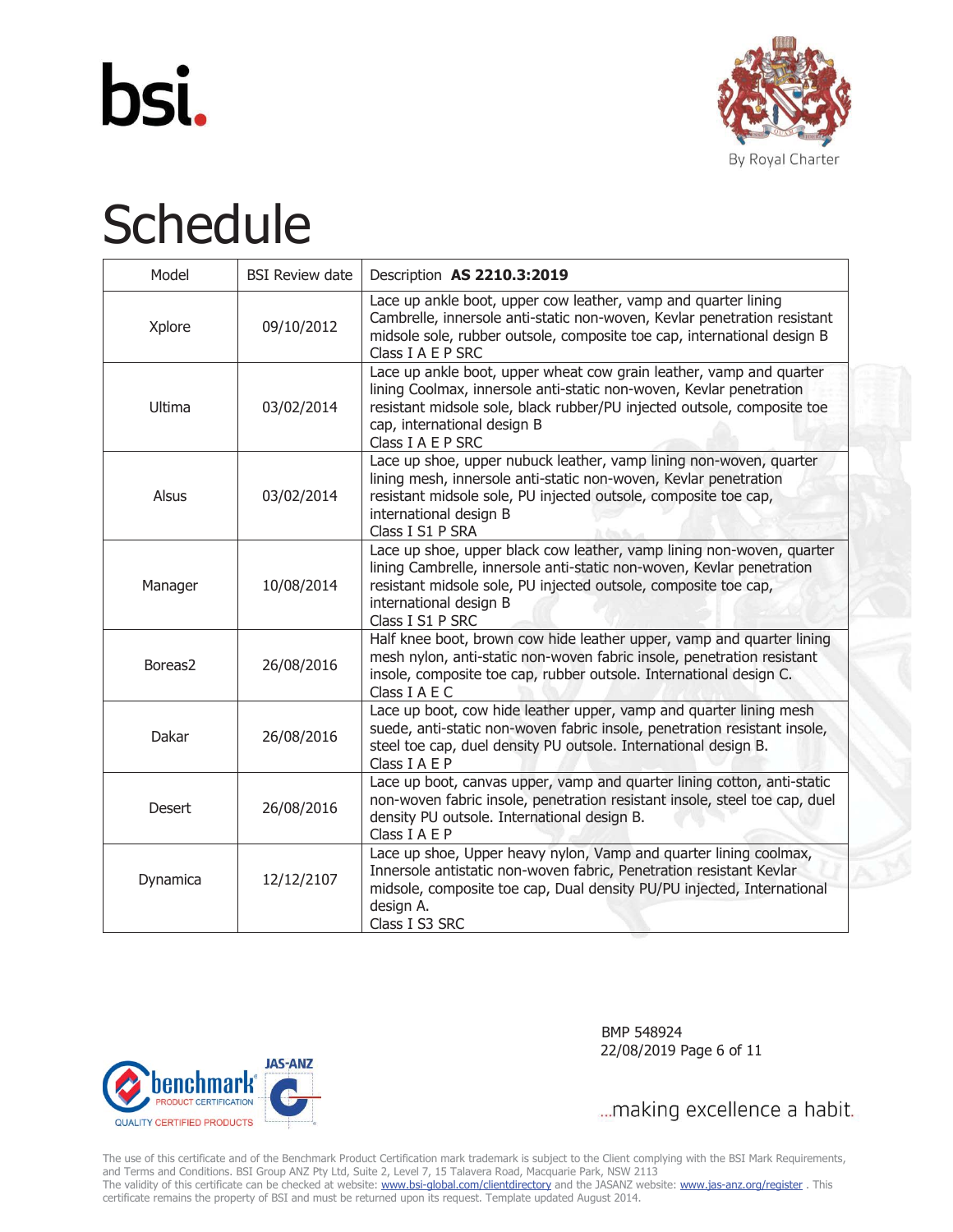# Schedule

| Model | BSI Review date | Description **AS 2210.3:2019** |
|---|---|---|
| Xplore | 09/10/2012 | Lace up ankle boot, upper cow leather, vamp and quarter lining Cambrelle, innersole anti-static non-woven, Kevlar penetration resistant midsole sole, rubber outsole, composite toe cap, international design B<br>Class I A E P SRC |
| Ultima | 03/02/2014 | Lace up ankle boot, upper wheat cow grain leather, vamp and quarter lining Coolmax, innersole anti-static non-woven, Kevlar penetration resistant midsole sole, black rubber/PU injected outsole, composite toe cap, international design B<br>Class I A E P SRC |
| Alsus | 03/02/2014 | Lace up shoe, upper nubuck leather, vamp lining non-woven, quarter lining mesh, innersole anti-static non-woven, Kevlar penetration resistant midsole sole, PU injected outsole, composite toe cap, international design B<br>Class I S1 P SRA |
| Manager | 10/08/2014 | Lace up shoe, upper black cow leather, vamp lining non-woven, quarter lining Cambrelle, innersole anti-static non-woven, Kevlar penetration resistant midsole sole, PU injected outsole, composite toe cap, international design B<br>Class I S1 P SRC |
| Boreas2 | 26/08/2016 | Half knee boot, brown cow hide leather upper, vamp and quarter lining mesh nylon, anti-static non-woven fabric insole, penetration resistant insole, composite toe cap, rubber outsole. International design C.<br>Class I A E C |
| Dakar | 26/08/2016 | Lace up boot, cow hide leather upper, vamp and quarter lining mesh suede, anti-static non-woven fabric insole, penetration resistant insole, steel toe cap, duel density PU outsole. International design B.<br>Class I A E P |
| Desert | 26/08/2016 | Lace up boot, canvas upper, vamp and quarter lining cotton, anti-static non-woven fabric insole, penetration resistant insole, steel toe cap, duel density PU outsole. International design B.<br>Class I A E P |
| Dynamica | 12/12/2107 | Lace up shoe, Upper heavy nylon, Vamp and quarter lining coolmax, Innersole antistatic non-woven fabric, Penetration resistant Kevlar midsole, composite toe cap, Dual density PU/PU injected, International design A.<br>Class I S3 SRC |

BMP 548924
22/08/2019

...making excellence a habit.

The use of this certificate and of the Benchmark Product Certification mark trademark is subject to the Client complying with the BSI Mark Requirements, and Terms and Conditions. BSI Group ANZ Pty Ltd, Suite 2, Level 7, 15 Talavera Road, Macquarie Park, NSW 2113
The validity of this certificate can be checked at website: www.bsi-global.com/clientdirectory and the JASANZ website: www.jas-anz.org/register . This certificate remains the property of BSI and must be returned upon its request. Template updated August 2014.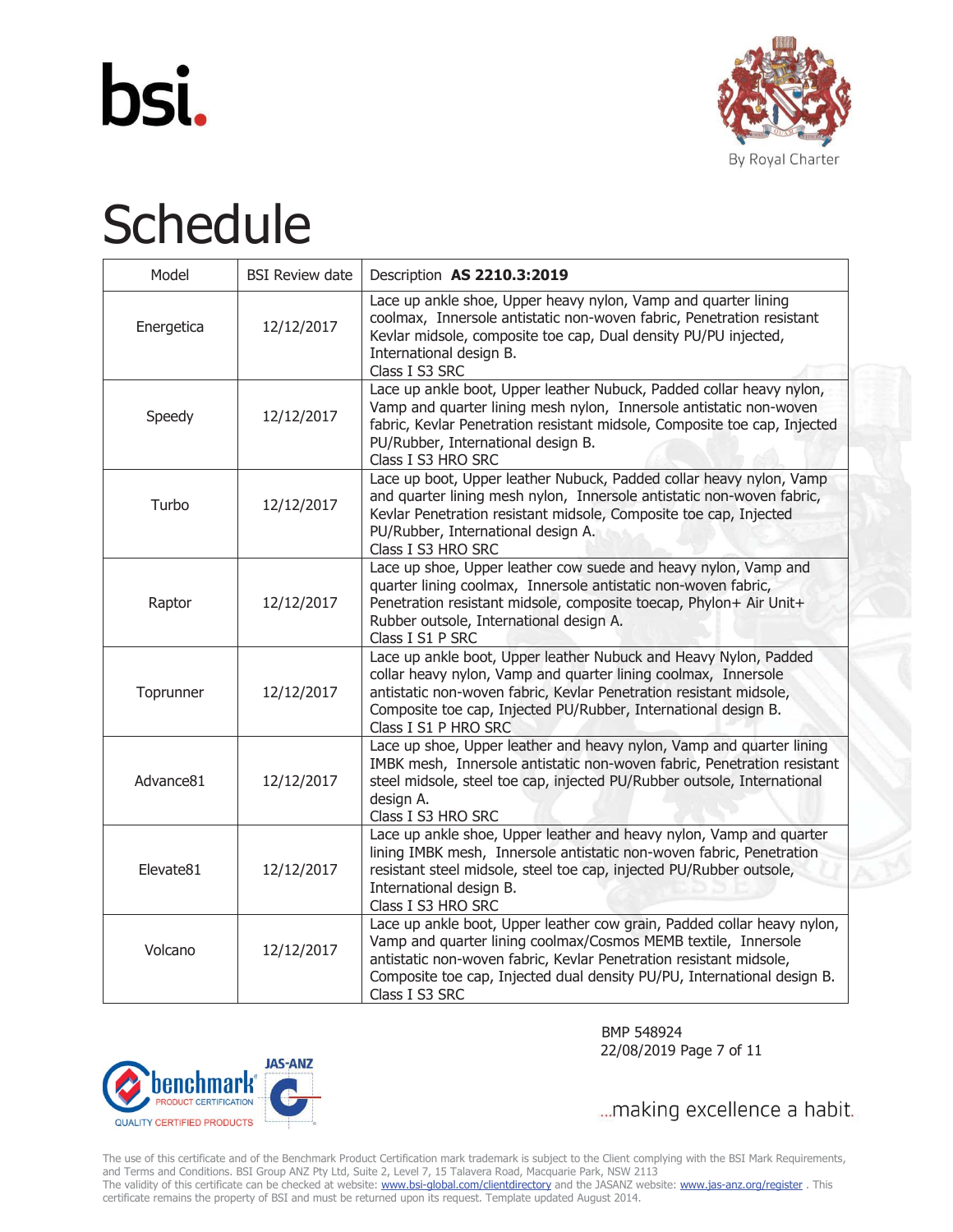# Schedule

| Model | BSI Review date | Description **AS 2210.3:2019** |
| --- | --- | --- |
| Energetica | 12/12/2017 | Lace up ankle shoe, Upper heavy nylon, Vamp and quarter lining coolmax, Innersole antistatic non-woven fabric, Penetration resistant Kevlar midsole, composite toe cap, Dual density PU/PU injected, International design B. Class I S3 SRC |
| Speedy | 12/12/2017 | Lace up ankle boot, Upper leather Nubuck, Padded collar heavy nylon, Vamp and quarter lining mesh nylon, Innersole antistatic non-woven fabric, Kevlar Penetration resistant midsole, Composite toe cap, Injected PU/Rubber, International design B. Class I S3 HRO SRC |
| Turbo | 12/12/2017 | Lace up boot, Upper leather Nubuck, Padded collar heavy nylon, Vamp and quarter lining mesh nylon, Innersole antistatic non-woven fabric, Kevlar Penetration resistant midsole, Composite toe cap, Injected PU/Rubber, International design A. Class I S3 HRO SRC |
| Raptor | 12/12/2017 | Lace up shoe, Upper leather cow suede and heavy nylon, Vamp and quarter lining coolmax, Innersole antistatic non-woven fabric, Penetration resistant midsole, composite toecap, Phylon+ Air Unit+ Rubber outsole, International design A. Class I S1 P SRC |
| Toprunner | 12/12/2017 | Lace up ankle boot, Upper leather Nubuck and Heavy Nylon, Padded collar heavy nylon, Vamp and quarter lining coolmax, Innersole antistatic non-woven fabric, Kevlar Penetration resistant midsole, Composite toe cap, Injected PU/Rubber, International design B. Class I S1 P HRO SRC |
| Advance81 | 12/12/2017 | Lace up shoe, Upper leather and heavy nylon, Vamp and quarter lining IMBK mesh, Innersole antistatic non-woven fabric, Penetration resistant steel midsole, steel toe cap, injected PU/Rubber outsole, International design A. Class I S3 HRO SRC |
| Elevate81 | 12/12/2017 | Lace up ankle shoe, Upper leather and heavy nylon, Vamp and quarter lining IMBK mesh, Innersole antistatic non-woven fabric, Penetration resistant steel midsole, steel toe cap, injected PU/Rubber outsole, International design B. Class I S3 HRO SRC |
| Volcano | 12/12/2017 | Lace up ankle boot, Upper leather cow grain, Padded collar heavy nylon, Vamp and quarter lining coolmax/Cosmos MEMB textile, Innersole antistatic non-woven fabric, Kevlar Penetration resistant midsole, Composite toe cap, Injected dual density PU/PU, International design B. Class I S3 SRC |

BMP 548924
22/08/2019

...making excellence a habit.

The use of this certificate and of the Benchmark Product Certification mark trademark is subject to the Client complying with the BSI Mark Requirements, and Terms and Conditions. BSI Group ANZ Pty Ltd, Suite 2, Level 7, 15 Talavera Road, Macquarie Park, NSW 2113
The validity of this certificate can be checked at website: www.bsi-global.com/clientdirectory and the JASANZ website: www.jas-anz.org/register . This certificate remains the property of BSI and must be returned upon its request. Template updated August 2014.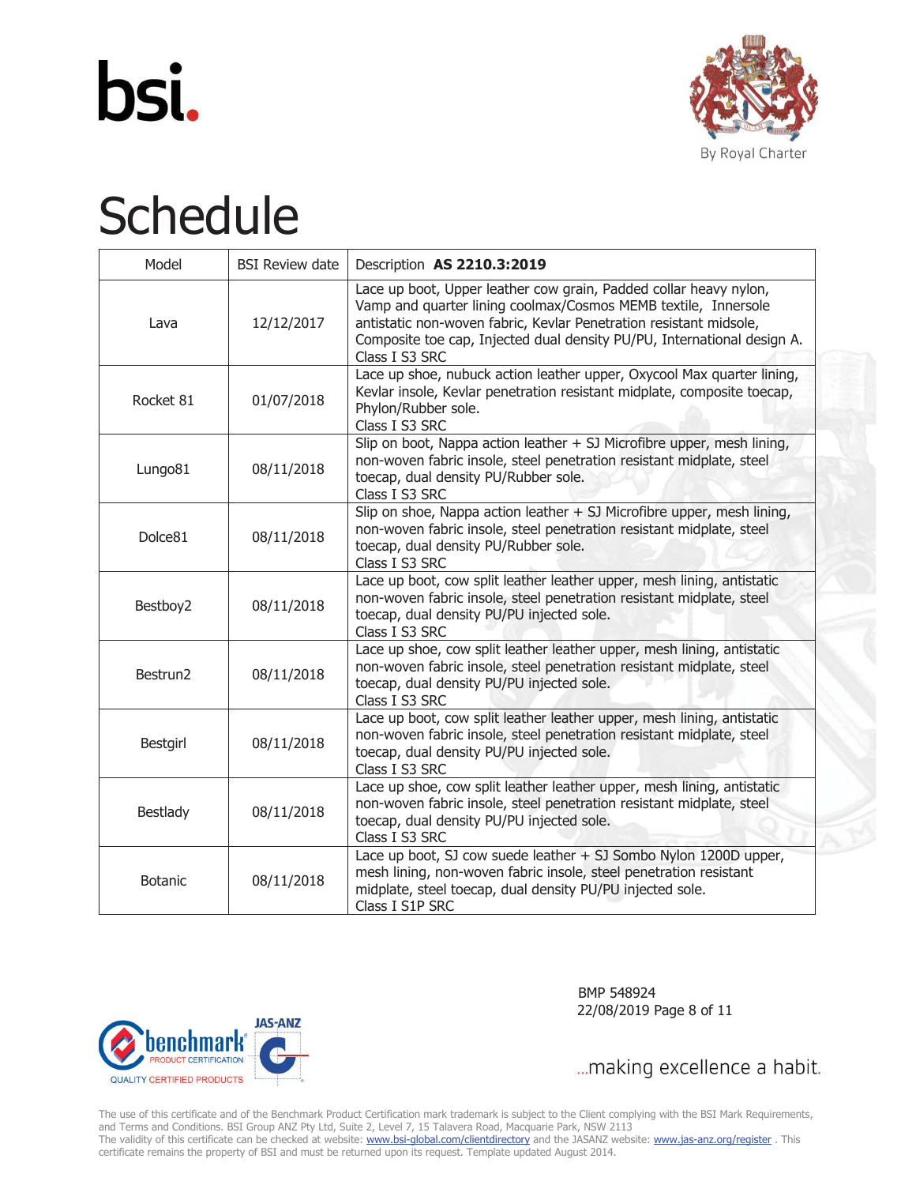bsi.

By Royal Charter

# Schedule

| Model | BSI Review date | Description **AS 2210.3:2019** |
|---|---|---|
| Lava | 12/12/2017 | Lace up boot, Upper leather cow grain, Padded collar heavy nylon, Vamp and quarter lining coolmax/Cosmos MEMB textile, Innersole antistatic non-woven fabric, Kevlar Penetration resistant midsole, Composite toe cap, Injected dual density PU/PU, International design A. Class I S3 SRC |
| Rocket 81 | 01/07/2018 | Lace up shoe, nubuck action leather upper, Oxycool Max quarter lining, Kevlar insole, Kevlar penetration resistant midplate, composite toecap, Phylon/Rubber sole. Class I S3 SRC |
| Lungo81 | 08/11/2018 | Slip on boot, Nappa action leather + SJ Microfibre upper, mesh lining, non-woven fabric insole, steel penetration resistant midplate, steel toecap, dual density PU/Rubber sole. Class I S3 SRC |
| Dolce81 | 08/11/2018 | Slip on shoe, Nappa action leather + SJ Microfibre upper, mesh lining, non-woven fabric insole, steel penetration resistant midplate, steel toecap, dual density PU/Rubber sole. Class I S3 SRC |
| Bestboy2 | 08/11/2018 | Lace up boot, cow split leather leather upper, mesh lining, antistatic non-woven fabric insole, steel penetration resistant midplate, steel toecap, dual density PU/PU injected sole. Class I S3 SRC |
| Bestrun2 | 08/11/2018 | Lace up shoe, cow split leather leather upper, mesh lining, antistatic non-woven fabric insole, steel penetration resistant midplate, steel toecap, dual density PU/PU injected sole. Class I S3 SRC |
| Bestgirl | 08/11/2018 | Lace up boot, cow split leather leather upper, mesh lining, antistatic non-woven fabric insole, steel penetration resistant midplate, steel toecap, dual density PU/PU injected sole. Class I S3 SRC |
| Bestlady | 08/11/2018 | Lace up shoe, cow split leather leather upper, mesh lining, antistatic non-woven fabric insole, steel penetration resistant midplate, steel toecap, dual density PU/PU injected sole. Class I S3 SRC |
| Botanic | 08/11/2018 | Lace up boot, SJ cow suede leather + SJ Sombo Nylon 1200D upper, mesh lining, non-woven fabric insole, steel penetration resistant midplate, steel toecap, dual density PU/PU injected sole. Class I S1P SRC |

BMP 548924
22/08/2019

...making excellence a habit.

The use of this certificate and of the Benchmark Product Certification mark trademark is subject to the Client complying with the BSI Mark Requirements, and Terms and Conditions. BSI Group ANZ Pty Ltd, Suite 2, Level 7, 15 Talavera Road, Macquarie Park, NSW 2113
The validity of this certificate can be checked at website: www.bsi-global.com/clientdirectory and the JASANZ website: www.jas-anz.org/register . This certificate remains the property of BSI and must be returned upon its request. Template updated August 2014.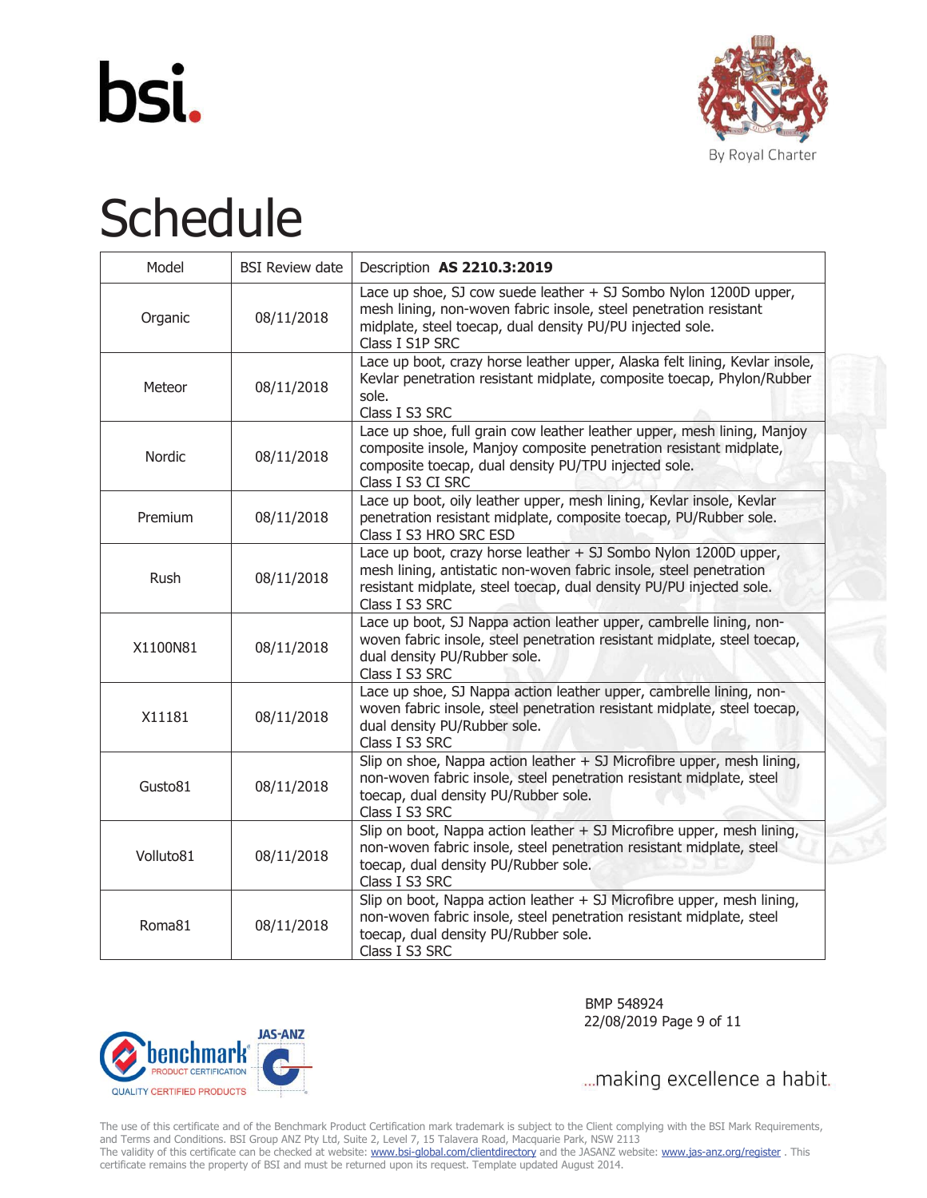# Schedule

| Model | BSI Review date | Description **AS 2210.3:2019** |
|---|---|---|
| Organic | 08/11/2018 | Lace up shoe, SJ cow suede leather + SJ Sombo Nylon 1200D upper, mesh lining, non-woven fabric insole, steel penetration resistant midplate, steel toecap, dual density PU/PU injected sole. Class I S1P SRC |
| Meteor | 08/11/2018 | Lace up boot, crazy horse leather upper, Alaska felt lining, Kevlar insole, Kevlar penetration resistant midplate, composite toecap, Phylon/Rubber sole. Class I S3 SRC |
| Nordic | 08/11/2018 | Lace up shoe, full grain cow leather leather upper, mesh lining, Manjoy composite insole, Manjoy composite penetration resistant midplate, composite toecap, dual density PU/TPU injected sole. Class I S3 CI SRC |
| Premium | 08/11/2018 | Lace up boot, oily leather upper, mesh lining, Kevlar insole, Kevlar penetration resistant midplate, composite toecap, PU/Rubber sole. Class I S3 HRO SRC ESD |
| Rush | 08/11/2018 | Lace up boot, crazy horse leather + SJ Sombo Nylon 1200D upper, mesh lining, antistatic non-woven fabric insole, steel penetration resistant midplate, steel toecap, dual density PU/PU injected sole. Class I S3 SRC |
| X1100N81 | 08/11/2018 | Lace up boot, SJ Nappa action leather upper, cambrelle lining, non-woven fabric insole, steel penetration resistant midplate, steel toecap, dual density PU/Rubber sole. Class I S3 SRC |
| X11181 | 08/11/2018 | Lace up shoe, SJ Nappa action leather upper, cambrelle lining, non-woven fabric insole, steel penetration resistant midplate, steel toecap, dual density PU/Rubber sole. Class I S3 SRC |
| Gusto81 | 08/11/2018 | Slip on shoe, Nappa action leather + SJ Microfibre upper, mesh lining, non-woven fabric insole, steel penetration resistant midplate, steel toecap, dual density PU/Rubber sole. Class I S3 SRC |
| Volluto81 | 08/11/2018 | Slip on boot, Nappa action leather + SJ Microfibre upper, mesh lining, non-woven fabric insole, steel penetration resistant midplate, steel toecap, dual density PU/Rubber sole. Class I S3 SRC |
| Roma81 | 08/11/2018 | Slip on boot, Nappa action leather + SJ Microfibre upper, mesh lining, non-woven fabric insole, steel penetration resistant midplate, steel toecap, dual density PU/Rubber sole. Class I S3 SRC |

BMP 548924
22/08/2019

...making excellence a habit.

The use of this certificate and of the Benchmark Product Certification mark trademark is subject to the Client complying with the BSI Mark Requirements, and Terms and Conditions. BSI Group ANZ Pty Ltd, Suite 2, Level 7, 15 Talavera Road, Macquarie Park, NSW 2113
The validity of this certificate can be checked at website: www.bsi-global.com/clientdirectory and the JASANZ website: www.jas-anz.org/register . This certificate remains the property of BSI and must be returned upon its request. Template updated August 2014.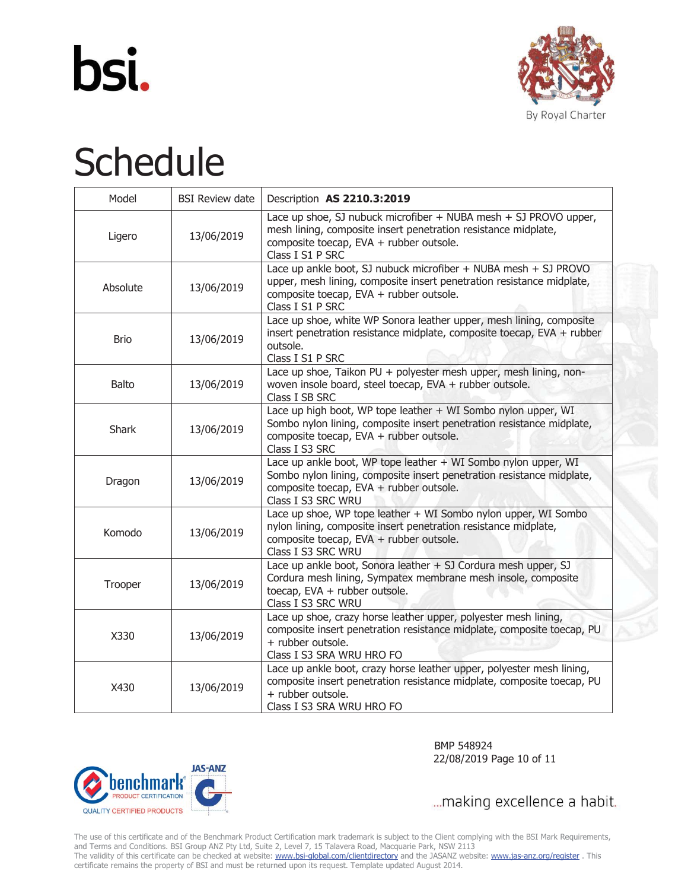# Schedule

| Model | BSI Review date | Description **AS 2210.3:2019** |
|---|---|---|
| Ligero | 13/06/2019 | Lace up shoe, SJ nubuck microfiber + NUBA mesh + SJ PROVO upper, mesh lining, composite insert penetration resistance midplate, composite toecap, EVA + rubber outsole.<br>Class I S1 P SRC |
| Absolute | 13/06/2019 | Lace up ankle boot, SJ nubuck microfiber + NUBA mesh + SJ PROVO upper, mesh lining, composite insert penetration resistance midplate, composite toecap, EVA + rubber outsole.<br>Class I S1 P SRC |
| Brio | 13/06/2019 | Lace up shoe, white WP Sonora leather upper, mesh lining, composite insert penetration resistance midplate, composite toecap, EVA + rubber outsole.<br>Class I S1 P SRC |
| Balto | 13/06/2019 | Lace up shoe, Taikon PU + polyester mesh upper, mesh lining, non-woven insole board, steel toecap, EVA + rubber outsole.<br>Class I SB SRC |
| Shark | 13/06/2019 | Lace up high boot, WP tope leather + WI Sombo nylon upper, WI Sombo nylon lining, composite insert penetration resistance midplate, composite toecap, EVA + rubber outsole.<br>Class I S3 SRC |
| Dragon | 13/06/2019 | Lace up ankle boot, WP tope leather + WI Sombo nylon upper, WI Sombo nylon lining, composite insert penetration resistance midplate, composite toecap, EVA + rubber outsole.<br>Class I S3 SRC WRU |
| Komodo | 13/06/2019 | Lace up shoe, WP tope leather + WI Sombo nylon upper, WI Sombo nylon lining, composite insert penetration resistance midplate, composite toecap, EVA + rubber outsole.<br>Class I S3 SRC WRU |
| Trooper | 13/06/2019 | Lace up ankle boot, Sonora leather + SJ Cordura mesh upper, SJ Cordura mesh lining, Sympatex membrane mesh insole, composite toecap, EVA + rubber outsole.<br>Class I S3 SRC WRU |
| X330 | 13/06/2019 | Lace up shoe, crazy horse leather upper, polyester mesh lining, composite insert penetration resistance midplate, composite toecap, PU + rubber outsole.<br>Class I S3 SRA WRU HRO FO |
| X430 | 13/06/2019 | Lace up ankle boot, crazy horse leather upper, polyester mesh lining, composite insert penetration resistance midplate, composite toecap, PU + rubber outsole.<br>Class I S3 SRA WRU HRO FO |

BMP 548924
22/08/2019

...making excellence a habit.

The use of this certificate and of the Benchmark Product Certification mark trademark is subject to the Client complying with the BSI Mark Requirements, and Terms and Conditions. BSI Group ANZ Pty Ltd, Suite 2, Level 7, 15 Talavera Road, Macquarie Park, NSW 2113
The validity of this certificate can be checked at website: www.bsi-global.com/clientdirectory and the JASANZ website: www.jas-anz.org/register . This certificate remains the property of BSI and must be returned upon its request. Template updated August 2014.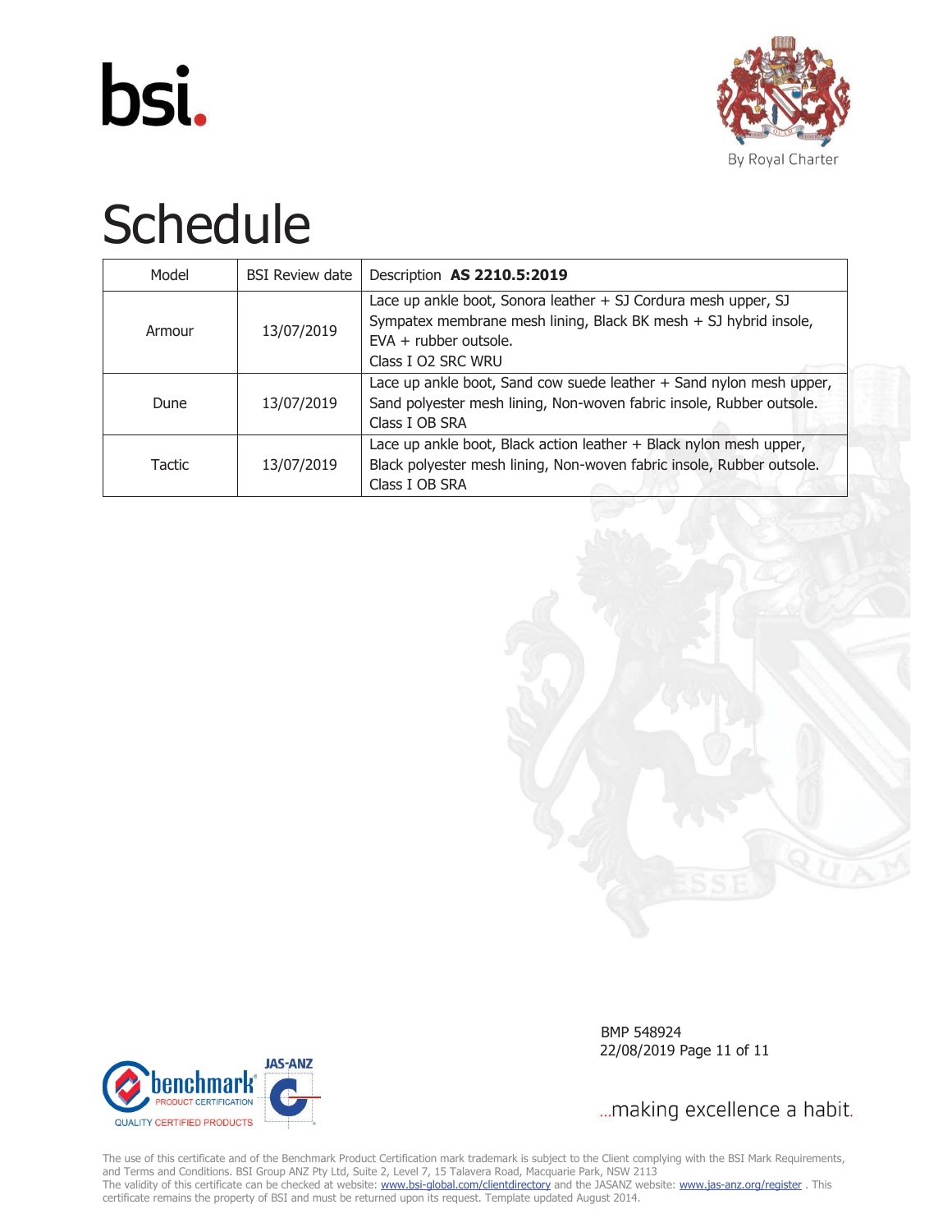# Schedule

| Model | BSI Review date | Description **AS 2210.5:2019** |
|---|---|---|
| Armour | 13/07/2019 | Lace up ankle boot, Sonora leather + SJ Cordura mesh upper, SJ Sympatex membrane mesh lining, Black BK mesh + SJ hybrid insole, EVA + rubber outsole. Class I O2 SRC WRU |
| Dune | 13/07/2019 | Lace up ankle boot, Sand cow suede leather + Sand nylon mesh upper, Sand polyester mesh lining, Non-woven fabric insole, Rubber outsole. Class I OB SRA |
| Tactic | 13/07/2019 | Lace up ankle boot, Black action leather + Black nylon mesh upper, Black polyester mesh lining, Non-woven fabric insole, Rubber outsole. Class I OB SRA |

BMP 548924
22/08/2019

...making excellence a habit.

The use of this certificate and of the Benchmark Product Certification mark trademark is subject to the Client complying with the BSI Mark Requirements, and Terms and Conditions. BSI Group ANZ Pty Ltd, Suite 2, Level 7, 15 Talavera Road, Macquarie Park, NSW 2113
The validity of this certificate can be checked at website: www.bsi-global.com/clientdirectory and the JASANZ website: www.jas-anz.org/register . This certificate remains the property of BSI and must be returned upon its request. Template updated August 2014.